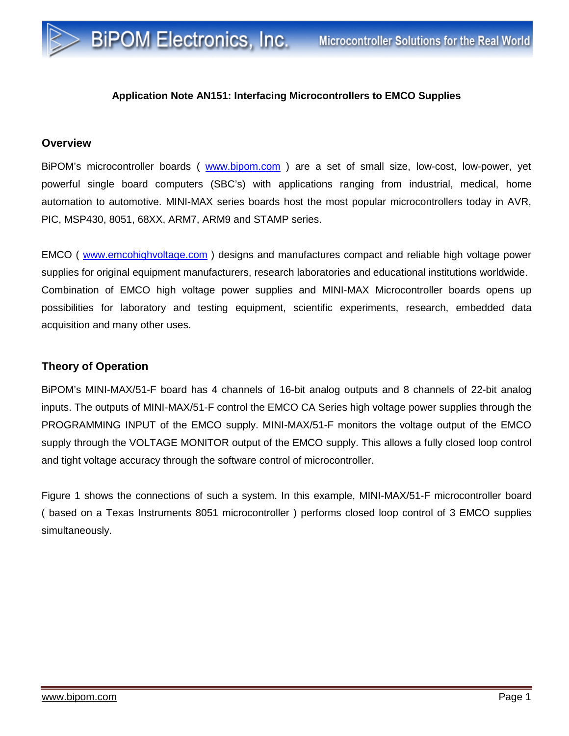# Application Note AN151: Interfacing Microcontrollers to EMCO Supplies

## Overview

BiPOM's microcontroller boards ( www.bipom.com ) are a set of small size, low-cost, low-power, yet powerful single board computers (SBC's) with applications ranging from industrial, medical, home automation to automotive. MINI-MAX series boards host the most popular microcontrollers today in AVR, PIC, MSP430, 8051, 68XX, ARM7, ARM9 and STAMP series.

EMCO ( www.emcohighvoltage.com ) designs and manufactures compact and reliable high voltage power supplies for original equipment manufacturers, research laboratories and educational institutions worldwide. Combination of EMCO high voltage power supplies and MINI-MAX Microcontroller boards opens up possibilities for laboratory and testing equipment, scientific experiments, research, embedded data acquisition and many other uses.

## Theory of Operation

BiPOM's MINI-MAX/51-F board has 4 channels of 16-bit analog outputs and 8 channels of 22-bit analog inputs. The outputs of MINI-MAX/51-F control the EMCO CA Series high voltage power supplies through the PROGRAMMING INPUT of the EMCO supply. MINI-MAX/51-F monitors the voltage output of the EMCO supply through the VOLTAGE MONITOR output of the EMCO supply. This allows a fully closed loop control and tight voltage accuracy through the software control of microcontroller.

Figure 1 shows the connections of such a system. In this example, MINI-MAX/51-F microcontroller board ( based on a Texas Instruments 8051 microcontroller ) performs closed loop control of 3 EMCO supplies simultaneously.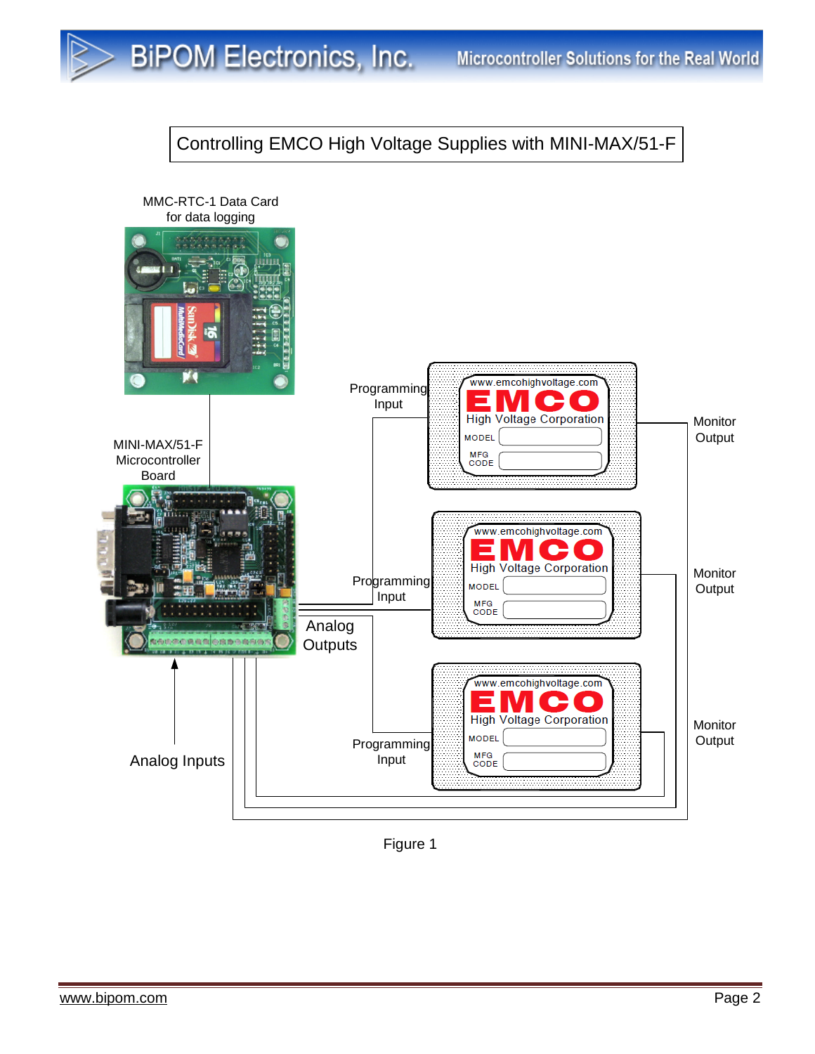Controlling EMCO High Voltage Supplies with MINI-MAX/51-F

MMC-RTC-1 Data Card
for data logging

MINI-MAX/51-F
Microcontroller
Board

Programming
Input

Monitor
Output

Programming
Input

Monitor
Output

Analog
Outputs

Programming
Input

Monitor
Output

Analog Inputs

Figure 1